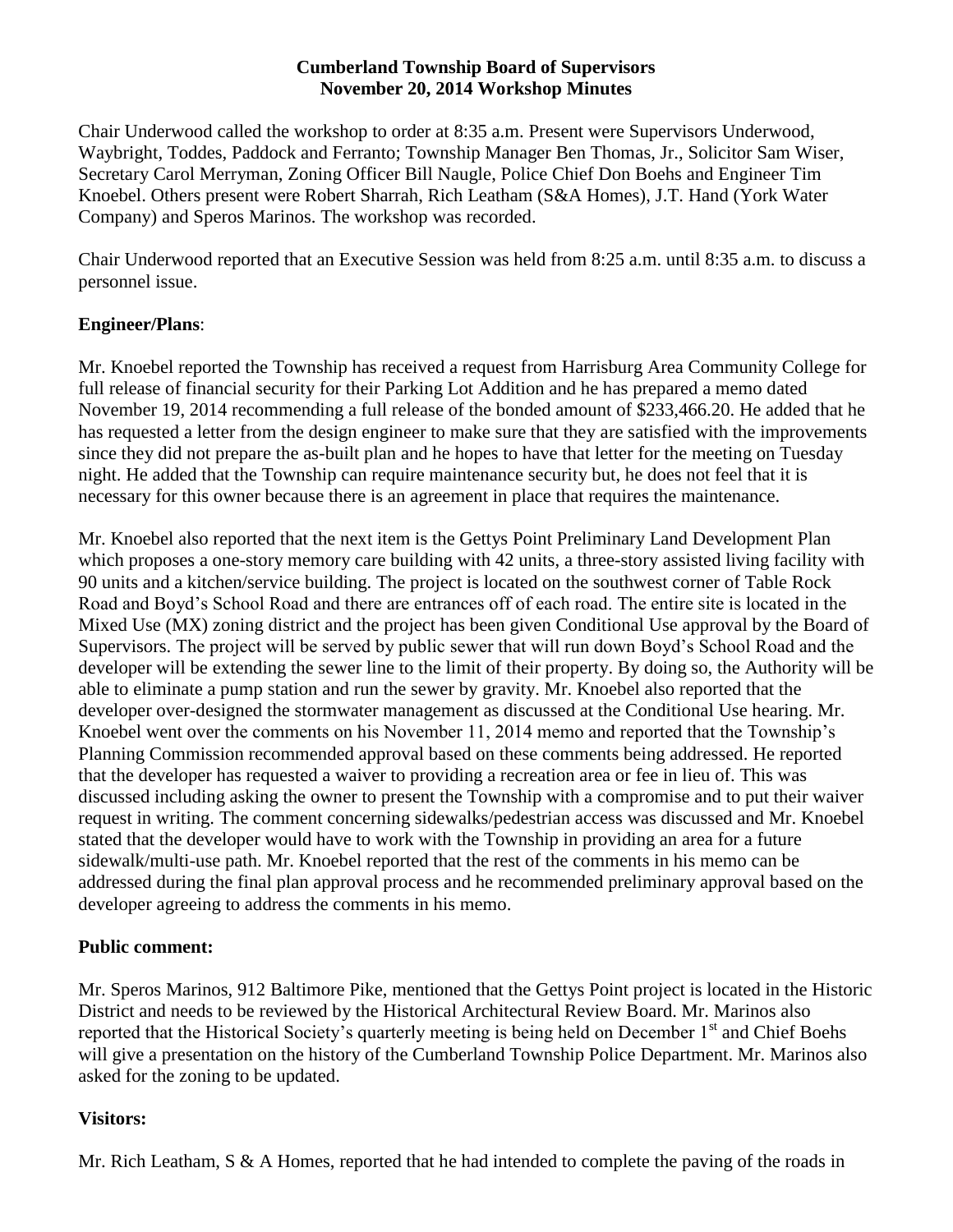# Cumberland Township Board of Supervisors
## November 20, 2014 Workshop Minutes

Chair Underwood called the workshop to order at 8:35 a.m. Present were Supervisors Underwood, Waybright, Toddes, Paddock and Ferranto; Township Manager Ben Thomas, Jr., Solicitor Sam Wiser, Secretary Carol Merryman, Zoning Officer Bill Naugle, Police Chief Don Boehs and Engineer Tim Knoebel. Others present were Robert Sharrah, Rich Leatham (S&A Homes), J.T. Hand (York Water Company) and Speros Marinos. The workshop was recorded.

Chair Underwood reported that an Executive Session was held from 8:25 a.m. until 8:35 a.m. to discuss a personnel issue.

**Engineer/Plans**:

Mr. Knoebel reported the Township has received a request from Harrisburg Area Community College for full release of financial security for their Parking Lot Addition and he has prepared a memo dated November 19, 2014 recommending a full release of the bonded amount of $233,466.20. He added that he has requested a letter from the design engineer to make sure that they are satisfied with the improvements since they did not prepare the as-built plan and he hopes to have that letter for the meeting on Tuesday night. He added that the Township can require maintenance security but, he does not feel that it is necessary for this owner because there is an agreement in place that requires the maintenance.

Mr. Knoebel also reported that the next item is the Gettys Point Preliminary Land Development Plan which proposes a one-story memory care building with 42 units, a three-story assisted living facility with 90 units and a kitchen/service building. The project is located on the southwest corner of Table Rock Road and Boyd's School Road and there are entrances off of each road. The entire site is located in the Mixed Use (MX) zoning district and the project has been given Conditional Use approval by the Board of Supervisors. The project will be served by public sewer that will run down Boyd's School Road and the developer will be extending the sewer line to the limit of their property. By doing so, the Authority will be able to eliminate a pump station and run the sewer by gravity. Mr. Knoebel also reported that the developer over-designed the stormwater management as discussed at the Conditional Use hearing. Mr. Knoebel went over the comments on his November 11, 2014 memo and reported that the Township's Planning Commission recommended approval based on these comments being addressed. He reported that the developer has requested a waiver to providing a recreation area or fee in lieu of. This was discussed including asking the owner to present the Township with a compromise and to put their waiver request in writing. The comment concerning sidewalks/pedestrian access was discussed and Mr. Knoebel stated that the developer would have to work with the Township in providing an area for a future sidewalk/multi-use path. Mr. Knoebel reported that the rest of the comments in his memo can be addressed during the final plan approval process and he recommended preliminary approval based on the developer agreeing to address the comments in his memo.

**Public comment:**

Mr. Speros Marinos, 912 Baltimore Pike, mentioned that the Gettys Point project is located in the Historic District and needs to be reviewed by the Historical Architectural Review Board. Mr. Marinos also reported that the Historical Society's quarterly meeting is being held on December 1st and Chief Boehs will give a presentation on the history of the Cumberland Township Police Department. Mr. Marinos also asked for the zoning to be updated.

**Visitors:**

Mr. Rich Leatham, S & A Homes, reported that he had intended to complete the paving of the roads in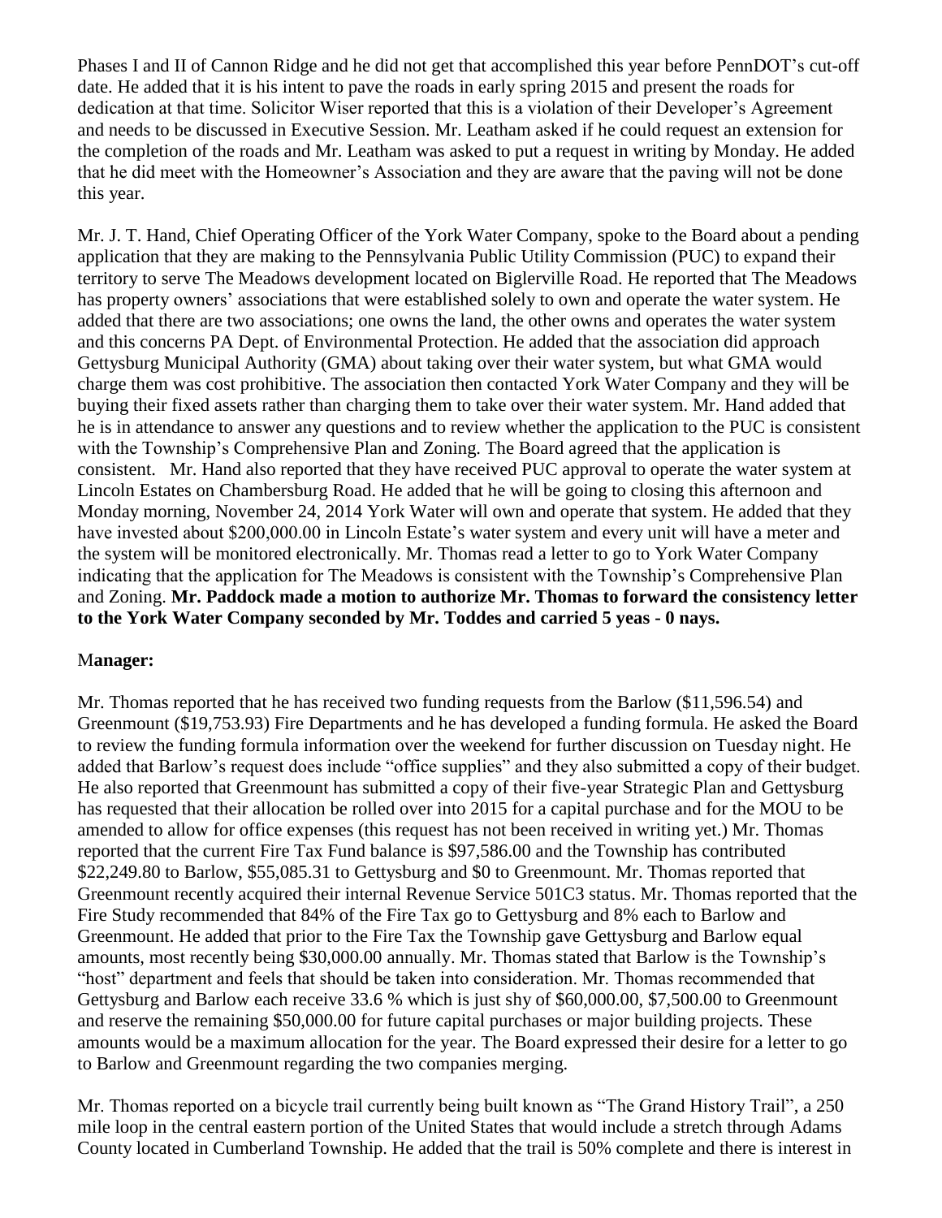Phases I and II of Cannon Ridge and he did not get that accomplished this year before PennDOT's cut-off date. He added that it is his intent to pave the roads in early spring 2015 and present the roads for dedication at that time. Solicitor Wiser reported that this is a violation of their Developer's Agreement and needs to be discussed in Executive Session. Mr. Leatham asked if he could request an extension for the completion of the roads and Mr. Leatham was asked to put a request in writing by Monday. He added that he did meet with the Homeowner's Association and they are aware that the paving will not be done this year.

Mr. J. T. Hand, Chief Operating Officer of the York Water Company, spoke to the Board about a pending application that they are making to the Pennsylvania Public Utility Commission (PUC) to expand their territory to serve The Meadows development located on Biglerville Road. He reported that The Meadows has property owners' associations that were established solely to own and operate the water system. He added that there are two associations; one owns the land, the other owns and operates the water system and this concerns PA Dept. of Environmental Protection. He added that the association did approach Gettysburg Municipal Authority (GMA) about taking over their water system, but what GMA would charge them was cost prohibitive. The association then contacted York Water Company and they will be buying their fixed assets rather than charging them to take over their water system. Mr. Hand added that he is in attendance to answer any questions and to review whether the application to the PUC is consistent with the Township's Comprehensive Plan and Zoning. The Board agreed that the application is consistent. Mr. Hand also reported that they have received PUC approval to operate the water system at Lincoln Estates on Chambersburg Road. He added that he will be going to closing this afternoon and Monday morning, November 24, 2014 York Water will own and operate that system. He added that they have invested about $200,000.00 in Lincoln Estate's water system and every unit will have a meter and the system will be monitored electronically. Mr. Thomas read a letter to go to York Water Company indicating that the application for The Meadows is consistent with the Township's Comprehensive Plan and Zoning. **Mr. Paddock made a motion to authorize Mr. Thomas to forward the consistency letter to the York Water Company seconded by Mr. Toddes and carried 5 yeas - 0 nays.**

**Manager:**

Mr. Thomas reported that he has received two funding requests from the Barlow ($11,596.54) and Greenmount ($19,753.93) Fire Departments and he has developed a funding formula. He asked the Board to review the funding formula information over the weekend for further discussion on Tuesday night. He added that Barlow's request does include "office supplies" and they also submitted a copy of their budget. He also reported that Greenmount has submitted a copy of their five-year Strategic Plan and Gettysburg has requested that their allocation be rolled over into 2015 for a capital purchase and for the MOU to be amended to allow for office expenses (this request has not been received in writing yet.) Mr. Thomas reported that the current Fire Tax Fund balance is $97,586.00 and the Township has contributed $22,249.80 to Barlow, $55,085.31 to Gettysburg and $0 to Greenmount. Mr. Thomas reported that Greenmount recently acquired their internal Revenue Service 501C3 status. Mr. Thomas reported that the Fire Study recommended that 84% of the Fire Tax go to Gettysburg and 8% each to Barlow and Greenmount. He added that prior to the Fire Tax the Township gave Gettysburg and Barlow equal amounts, most recently being $30,000.00 annually. Mr. Thomas stated that Barlow is the Township's "host" department and feels that should be taken into consideration. Mr. Thomas recommended that Gettysburg and Barlow each receive 33.6 % which is just shy of $60,000.00, $7,500.00 to Greenmount and reserve the remaining $50,000.00 for future capital purchases or major building projects. These amounts would be a maximum allocation for the year. The Board expressed their desire for a letter to go to Barlow and Greenmount regarding the two companies merging.

Mr. Thomas reported on a bicycle trail currently being built known as "The Grand History Trail", a 250 mile loop in the central eastern portion of the United States that would include a stretch through Adams County located in Cumberland Township. He added that the trail is 50% complete and there is interest in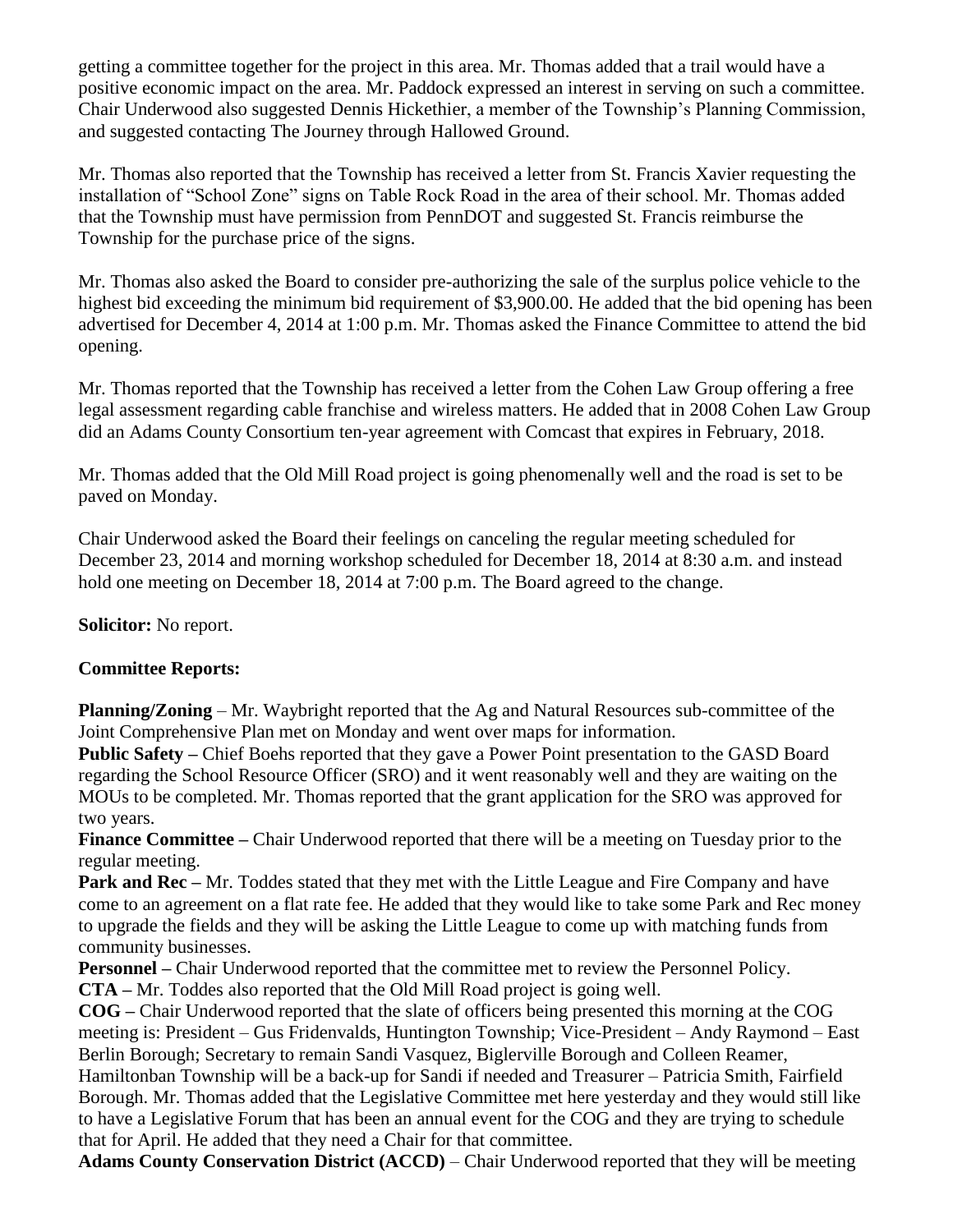getting a committee together for the project in this area. Mr. Thomas added that a trail would have a positive economic impact on the area. Mr. Paddock expressed an interest in serving on such a committee. Chair Underwood also suggested Dennis Hickethier, a member of the Township's Planning Commission, and suggested contacting The Journey through Hallowed Ground.

Mr. Thomas also reported that the Township has received a letter from St. Francis Xavier requesting the installation of "School Zone" signs on Table Rock Road in the area of their school. Mr. Thomas added that the Township must have permission from PennDOT and suggested St. Francis reimburse the Township for the purchase price of the signs.

Mr. Thomas also asked the Board to consider pre-authorizing the sale of the surplus police vehicle to the highest bid exceeding the minimum bid requirement of $3,900.00. He added that the bid opening has been advertised for December 4, 2014 at 1:00 p.m. Mr. Thomas asked the Finance Committee to attend the bid opening.

Mr. Thomas reported that the Township has received a letter from the Cohen Law Group offering a free legal assessment regarding cable franchise and wireless matters. He added that in 2008 Cohen Law Group did an Adams County Consortium ten-year agreement with Comcast that expires in February, 2018.

Mr. Thomas added that the Old Mill Road project is going phenomenally well and the road is set to be paved on Monday.

Chair Underwood asked the Board their feelings on canceling the regular meeting scheduled for December 23, 2014 and morning workshop scheduled for December 18, 2014 at 8:30 a.m. and instead hold one meeting on December 18, 2014 at 7:00 p.m. The Board agreed to the change.

**Solicitor:** No report.

**Committee Reports:**

**Planning/Zoning** – Mr. Waybright reported that the Ag and Natural Resources sub-committee of the Joint Comprehensive Plan met on Monday and went over maps for information.

**Public Safety –** Chief Boehs reported that they gave a Power Point presentation to the GASD Board regarding the School Resource Officer (SRO) and it went reasonably well and they are waiting on the MOUs to be completed. Mr. Thomas reported that the grant application for the SRO was approved for two years.

**Finance Committee –** Chair Underwood reported that there will be a meeting on Tuesday prior to the regular meeting.

**Park and Rec –** Mr. Toddes stated that they met with the Little League and Fire Company and have come to an agreement on a flat rate fee. He added that they would like to take some Park and Rec money to upgrade the fields and they will be asking the Little League to come up with matching funds from community businesses.

**Personnel –** Chair Underwood reported that the committee met to review the Personnel Policy.

**CTA –** Mr. Toddes also reported that the Old Mill Road project is going well.

**COG –** Chair Underwood reported that the slate of officers being presented this morning at the COG meeting is: President – Gus Fridenvalds, Huntington Township; Vice-President – Andy Raymond – East Berlin Borough; Secretary to remain Sandi Vasquez, Biglerville Borough and Colleen Reamer, Hamiltonban Township will be a back-up for Sandi if needed and Treasurer – Patricia Smith, Fairfield Borough. Mr. Thomas added that the Legislative Committee met here yesterday and they would still like to have a Legislative Forum that has been an annual event for the COG and they are trying to schedule that for April. He added that they need a Chair for that committee.

**Adams County Conservation District (ACCD)** – Chair Underwood reported that they will be meeting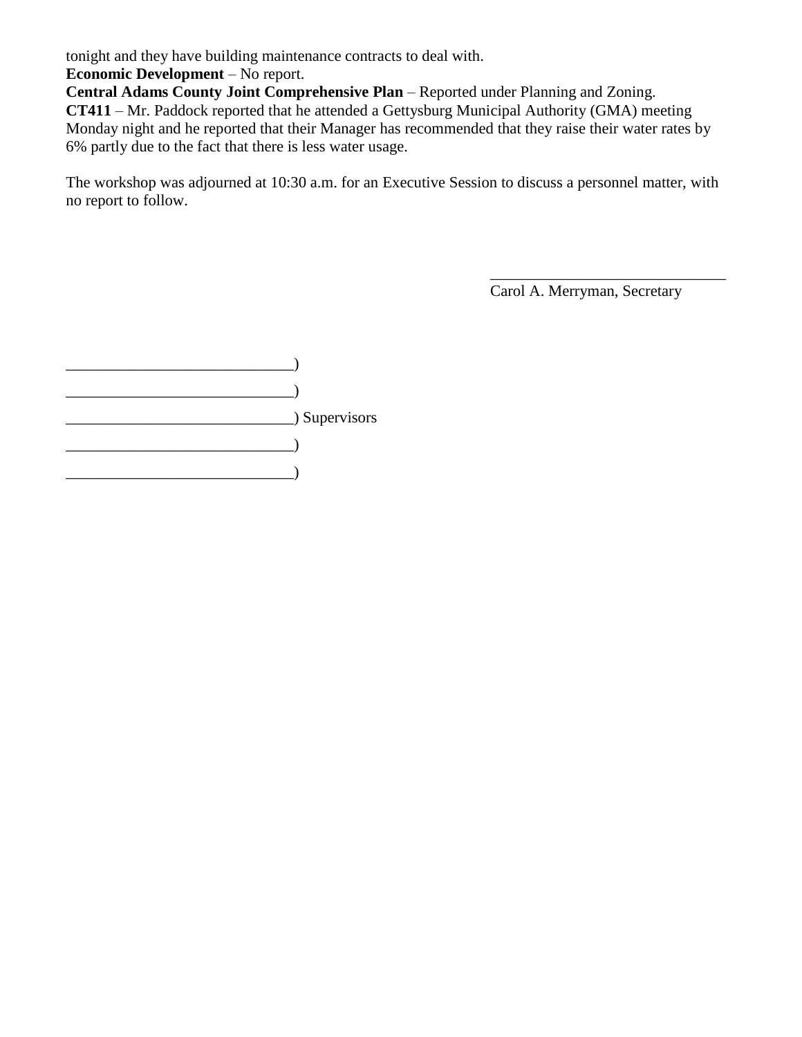tonight and they have building maintenance contracts to deal with.

**Economic Development** – No report.

**Central Adams County Joint Comprehensive Plan** – Reported under Planning and Zoning.

**CT411** – Mr. Paddock reported that he attended a Gettysburg Municipal Authority (GMA) meeting Monday night and he reported that their Manager has recommended that they raise their water rates by 6% partly due to the fact that there is less water usage.

The workshop was adjourned at 10:30 a.m. for an Executive Session to discuss a personnel matter, with no report to follow.

\_\_\_\_\_\_\_\_\_\_\_\_\_\_\_\_\_\_\_\_\_\_\_\_\_\_\_\_\_\_
Carol A. Merryman, Secretary

\_\_\_\_\_\_\_\_\_\_\_\_\_\_\_\_\_\_\_\_\_\_\_\_\_\_\_\_\_\_)
\_\_\_\_\_\_\_\_\_\_\_\_\_\_\_\_\_\_\_\_\_\_\_\_\_\_\_\_\_\_)
\_\_\_\_\_\_\_\_\_\_\_\_\_\_\_\_\_\_\_\_\_\_\_\_\_\_\_\_\_\_) Supervisors
\_\_\_\_\_\_\_\_\_\_\_\_\_\_\_\_\_\_\_\_\_\_\_\_\_\_\_\_\_\_)
\_\_\_\_\_\_\_\_\_\_\_\_\_\_\_\_\_\_\_\_\_\_\_\_\_\_\_\_\_\_)